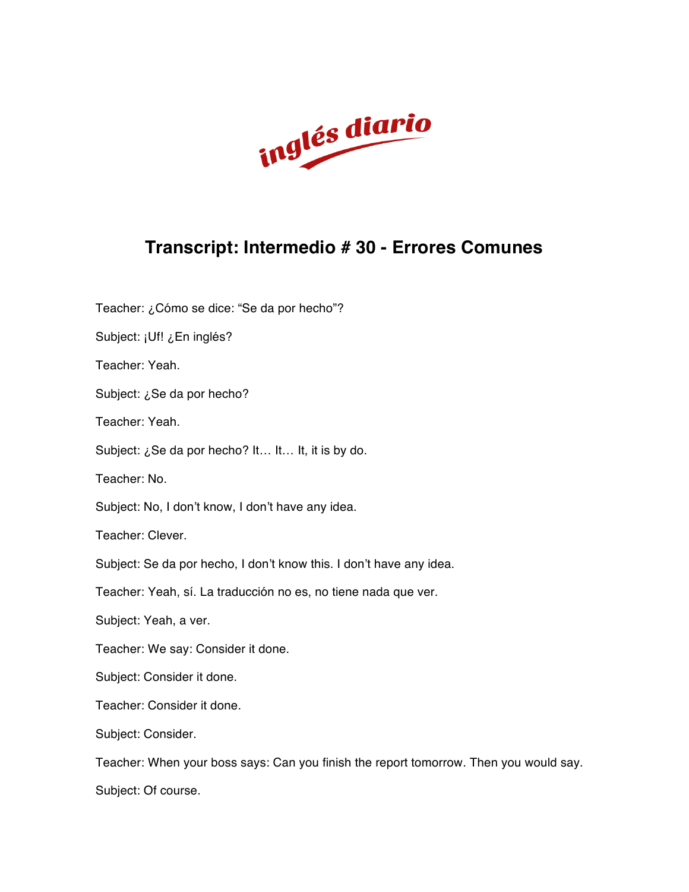inglés diario

# Transcript: Intermedio # 30 - Errores Comunes

Teacher: ¿Cómo se dice: "Se da por hecho"?

Subject: ¡Uf! ¿En inglés?

Teacher: Yeah.

Subject: ¿Se da por hecho?

Teacher: Yeah.

Subject: ¿Se da por hecho? It… It… It, it is by do.

Teacher: No.

Subject: No, I don't know, I don't have any idea.

Teacher: Clever.

Subject: Se da por hecho, I don't know this. I don't have any idea.

Teacher: Yeah, sí. La traducción no es, no tiene nada que ver.

Subject: Yeah, a ver.

Teacher: We say: Consider it done.

Subject: Consider it done.

Teacher: Consider it done.

Subject: Consider.

Teacher: When your boss says: Can you finish the report tomorrow. Then you would say.

Subject: Of course.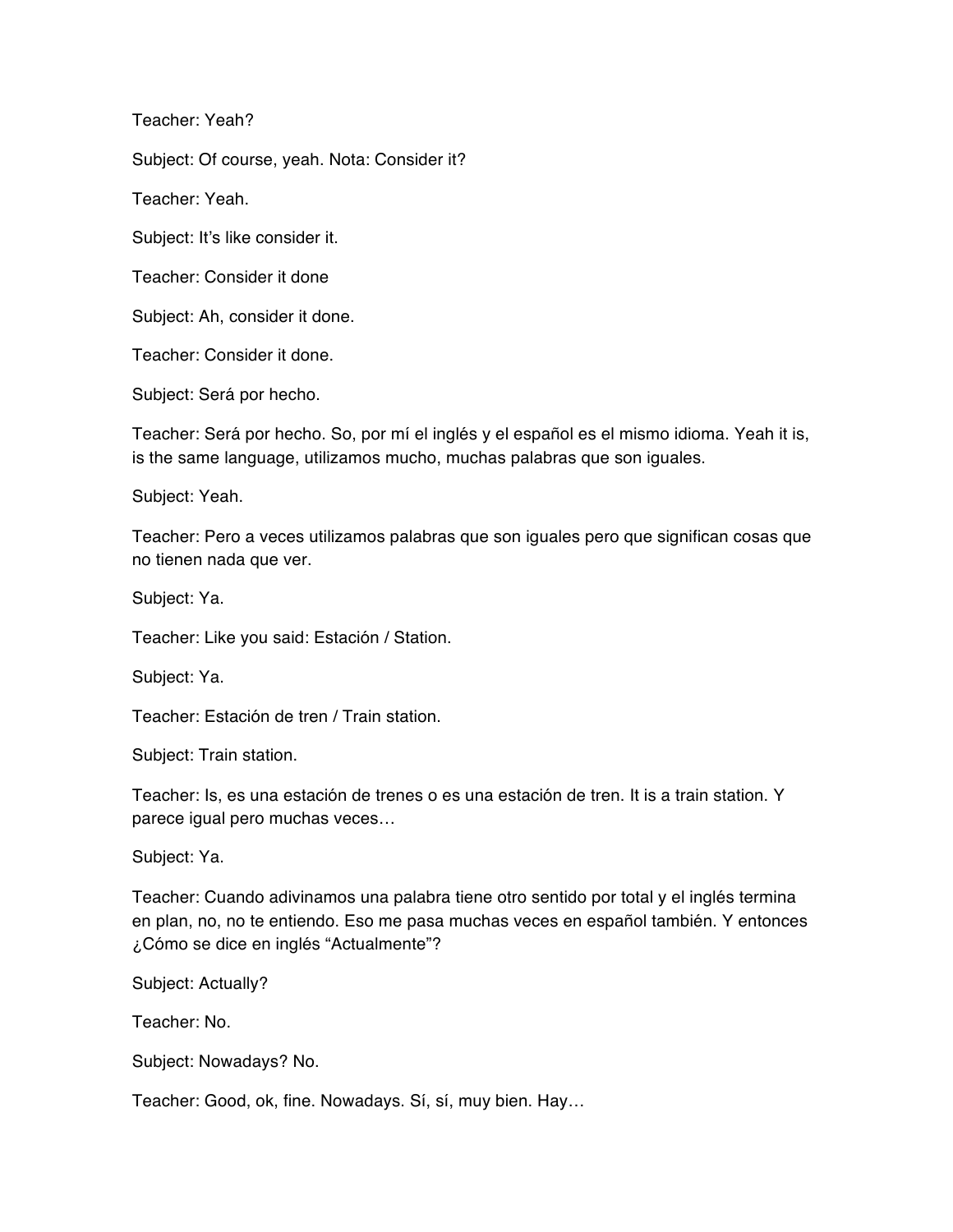Teacher: Yeah?

Subject: Of course, yeah. Nota: Consider it?

Teacher: Yeah.

Subject: It's like consider it.

Teacher: Consider it done

Subject: Ah, consider it done.

Teacher: Consider it done.

Subject: Será por hecho.

Teacher: Será por hecho. So, por mí el inglés y el español es el mismo idioma. Yeah it is, is the same language, utilizamos mucho, muchas palabras que son iguales.

Subject: Yeah.

Teacher: Pero a veces utilizamos palabras que son iguales pero que significan cosas que no tienen nada que ver.

Subject: Ya.

Teacher: Like you said: Estación / Station.

Subject: Ya.

Teacher: Estación de tren / Train station.

Subject: Train station.

Teacher: Is, es una estación de trenes o es una estación de tren. It is a train station. Y parece igual pero muchas veces…

Subject: Ya.

Teacher: Cuando adivinamos una palabra tiene otro sentido por total y el inglés termina en plan, no, no te entiendo. Eso me pasa muchas veces en español también. Y entonces ¿Cómo se dice en inglés "Actualmente"?

Subject: Actually?

Teacher: No.

Subject: Nowadays? No.

Teacher: Good, ok, fine. Nowadays. Sí, sí, muy bien. Hay…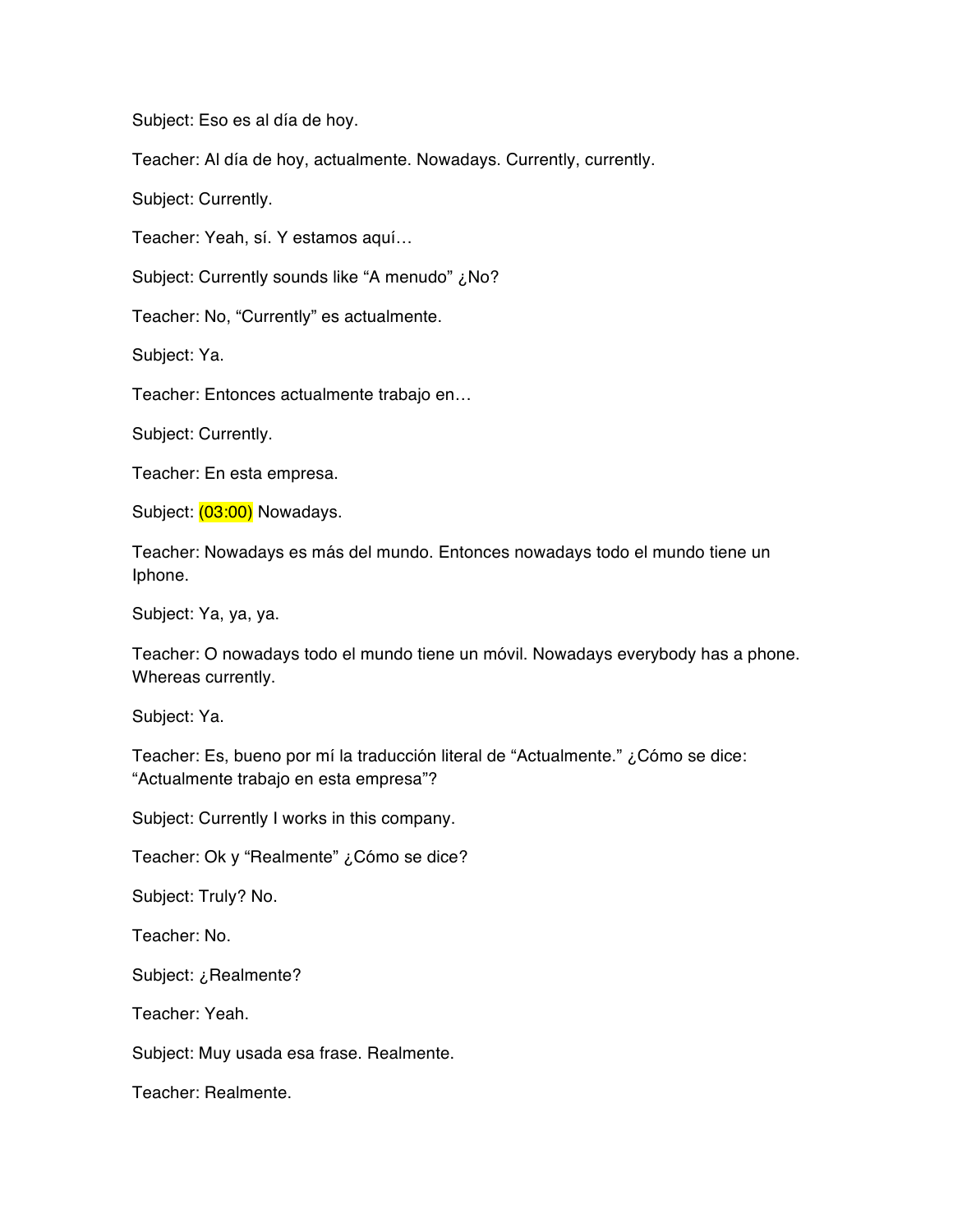Subject: Eso es al día de hoy.

Teacher: Al día de hoy, actualmente. Nowadays. Currently, currently.

Subject: Currently.

Teacher: Yeah, sí. Y estamos aquí…

Subject: Currently sounds like “A menudo” ¿No?

Teacher: No, “Currently” es actualmente.

Subject: Ya.

Teacher: Entonces actualmente trabajo en…

Subject: Currently.

Teacher: En esta empresa.

Subject: (03:00) Nowadays.

Teacher: Nowadays es más del mundo. Entonces nowadays todo el mundo tiene un Iphone.

Subject: Ya, ya, ya.

Teacher: O nowadays todo el mundo tiene un móvil. Nowadays everybody has a phone. Whereas currently.

Subject: Ya.

Teacher: Es, bueno por mí la traducción literal de “Actualmente.” ¿Cómo se dice: “Actualmente trabajo en esta empresa”?

Subject: Currently I works in this company.

Teacher: Ok y “Realmente” ¿Cómo se dice?

Subject: Truly? No.

Teacher: No.

Subject: ¿Realmente?

Teacher: Yeah.

Subject: Muy usada esa frase. Realmente.

Teacher: Realmente.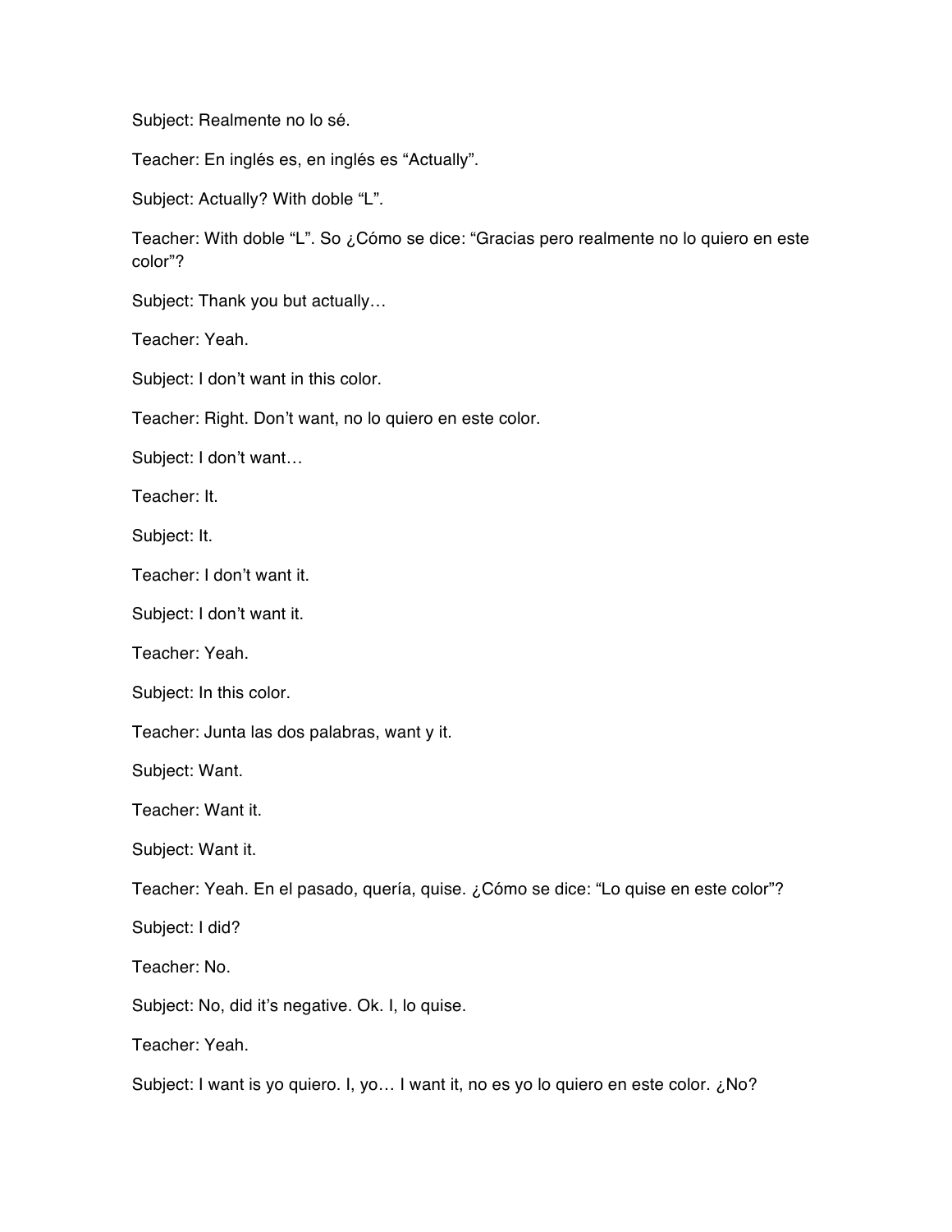Subject: Realmente no lo sé.

Teacher: En inglés es, en inglés es “Actually”.

Subject: Actually? With doble “L”.

Teacher: With doble “L”. So ¿Cómo se dice: “Gracias pero realmente no lo quiero en este color”?

Subject: Thank you but actually…

Teacher: Yeah.

Subject: I don’t want in this color.

Teacher: Right. Don’t want, no lo quiero en este color.

Subject: I don’t want…

Teacher: It.

Subject: It.

Teacher: I don’t want it.

Subject: I don’t want it.

Teacher: Yeah.

Subject: In this color.

Teacher: Junta las dos palabras, want y it.

Subject: Want.

Teacher: Want it.

Subject: Want it.

Teacher: Yeah. En el pasado, quería, quise. ¿Cómo se dice: “Lo quise en este color”?

Subject: I did?

Teacher: No.

Subject: No, did it’s negative. Ok. I, lo quise.

Teacher: Yeah.

Subject: I want is yo quiero. I, yo… I want it, no es yo lo quiero en este color. ¿No?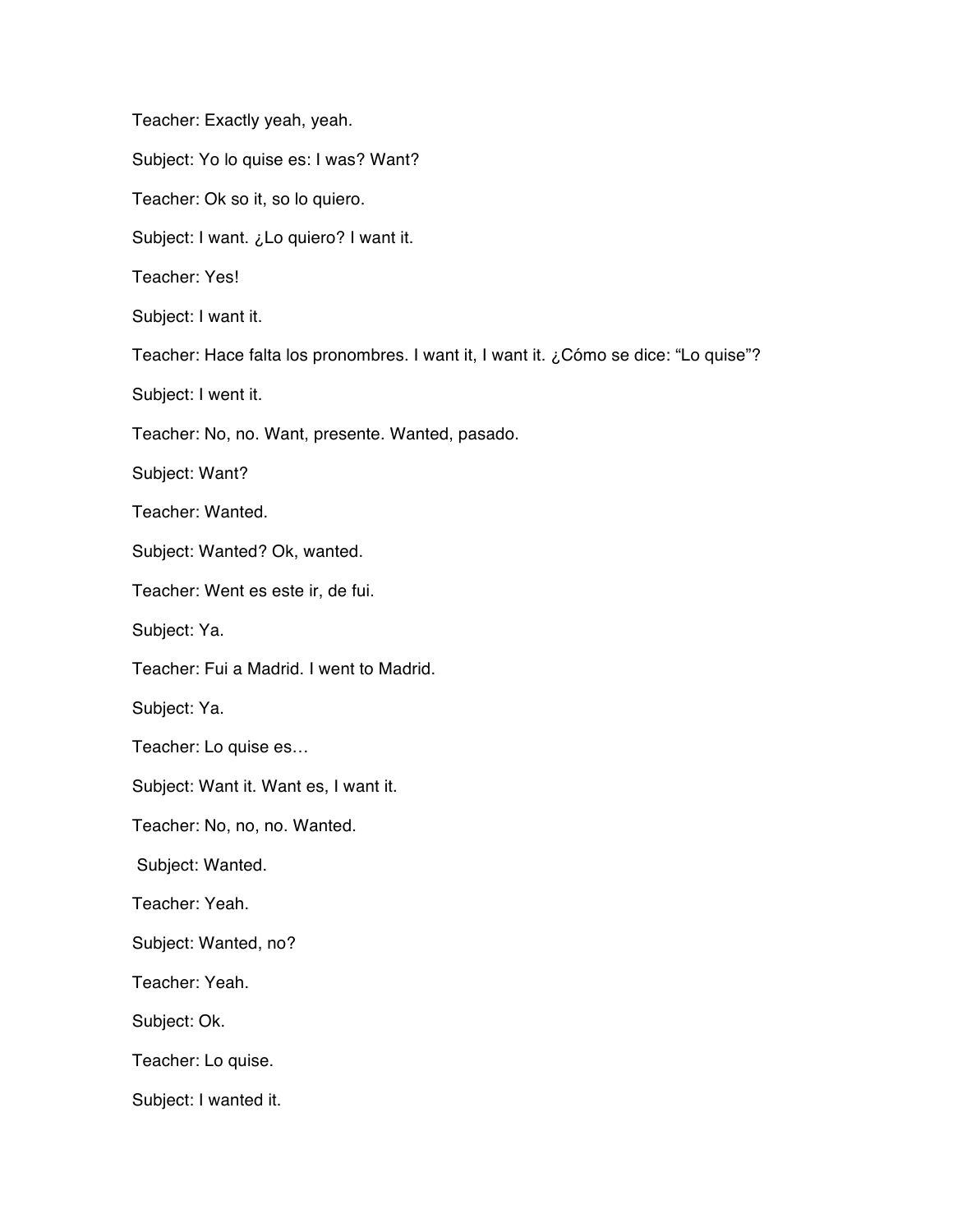Teacher: Exactly yeah, yeah.

Subject: Yo lo quise es: I was? Want?

Teacher: Ok so it, so lo quiero.

Subject: I want. ¿Lo quiero? I want it.

Teacher: Yes!

Subject: I want it.

Teacher: Hace falta los pronombres. I want it, I want it. ¿Cómo se dice: “Lo quise”?

Subject: I went it.

Teacher: No, no. Want, presente. Wanted, pasado.

Subject: Want?

Teacher: Wanted.

Subject: Wanted? Ok, wanted.

Teacher: Went es este ir, de fui.

Subject: Ya.

Teacher: Fui a Madrid. I went to Madrid.

Subject: Ya.

Teacher: Lo quise es…

Subject: Want it. Want es, I want it.

Teacher: No, no, no. Wanted.

Subject: Wanted.

Teacher: Yeah.

Subject: Wanted, no?

Teacher: Yeah.

Subject: Ok.

Teacher: Lo quise.

Subject: I wanted it.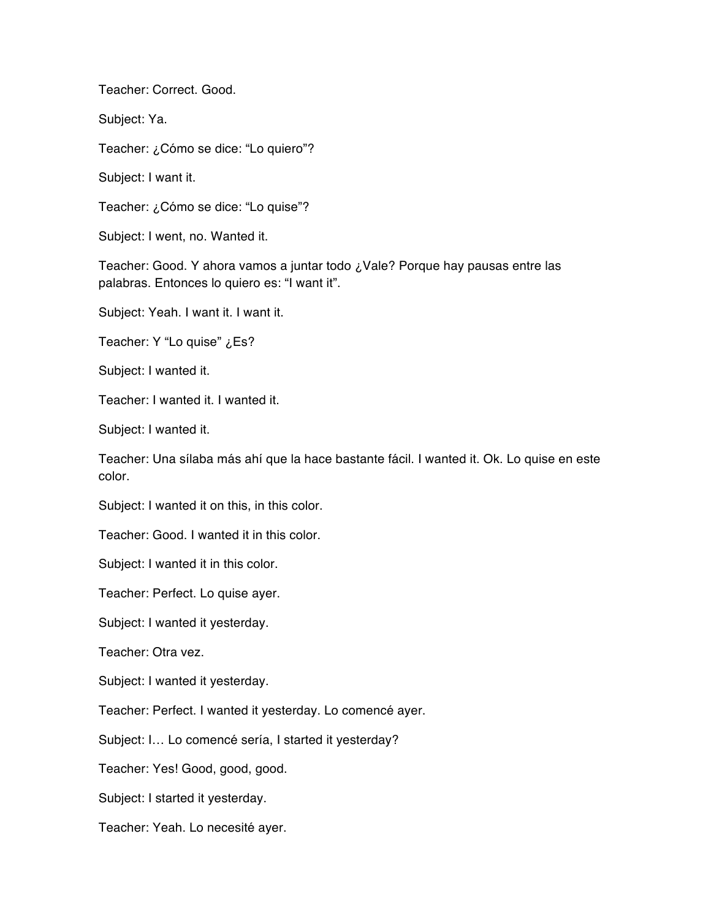Teacher: Correct. Good.

Subject: Ya.

Teacher: ¿Cómo se dice: “Lo quiero”?

Subject: I want it.

Teacher: ¿Cómo se dice: “Lo quise”?

Subject: I went, no. Wanted it.

Teacher: Good. Y ahora vamos a juntar todo ¿Vale? Porque hay pausas entre las palabras. Entonces lo quiero es: “I want it”.

Subject: Yeah. I want it. I want it.

Teacher: Y “Lo quise” ¿Es?

Subject: I wanted it.

Teacher: I wanted it. I wanted it.

Subject: I wanted it.

Teacher: Una sílaba más ahí que la hace bastante fácil. I wanted it. Ok. Lo quise en este color.

Subject: I wanted it on this, in this color.

Teacher: Good. I wanted it in this color.

Subject: I wanted it in this color.

Teacher: Perfect. Lo quise ayer.

Subject: I wanted it yesterday.

Teacher: Otra vez.

Subject: I wanted it yesterday.

Teacher: Perfect. I wanted it yesterday. Lo comencé ayer.

Subject: I… Lo comencé sería, I started it yesterday?

Teacher: Yes! Good, good, good.

Subject: I started it yesterday.

Teacher: Yeah. Lo necesité ayer.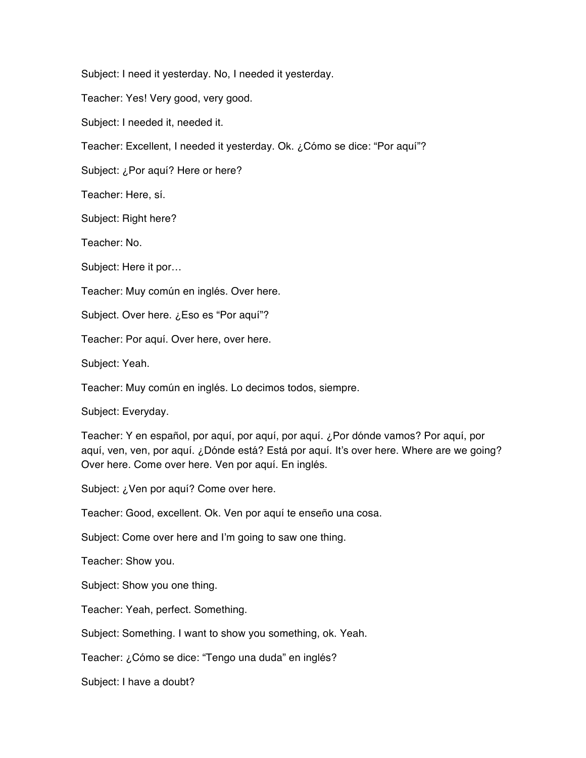Subject: I need it yesterday. No, I needed it yesterday.

Teacher: Yes! Very good, very good.

Subject: I needed it, needed it.

Teacher: Excellent, I needed it yesterday. Ok. ¿Cómo se dice: "Por aquí"?

Subject: ¿Por aquí? Here or here?

Teacher: Here, sí.

Subject: Right here?

Teacher: No.

Subject: Here it por…

Teacher: Muy común en inglés. Over here.

Subject. Over here. ¿Eso es "Por aquí"?

Teacher: Por aquí. Over here, over here.

Subject: Yeah.

Teacher: Muy común en inglés. Lo decimos todos, siempre.

Subject: Everyday.

Teacher: Y en español, por aquí, por aquí, por aquí. ¿Por dónde vamos? Por aquí, por aquí, ven, ven, por aquí. ¿Dónde está? Está por aquí. It's over here. Where are we going? Over here. Come over here. Ven por aquí. En inglés.

Subject: ¿Ven por aquí? Come over here.

Teacher: Good, excellent. Ok. Ven por aquí te enseño una cosa.

Subject: Come over here and I'm going to saw one thing.

Teacher: Show you.

Subject: Show you one thing.

Teacher: Yeah, perfect. Something.

Subject: Something. I want to show you something, ok. Yeah.

Teacher: ¿Cómo se dice: "Tengo una duda" en inglés?

Subject: I have a doubt?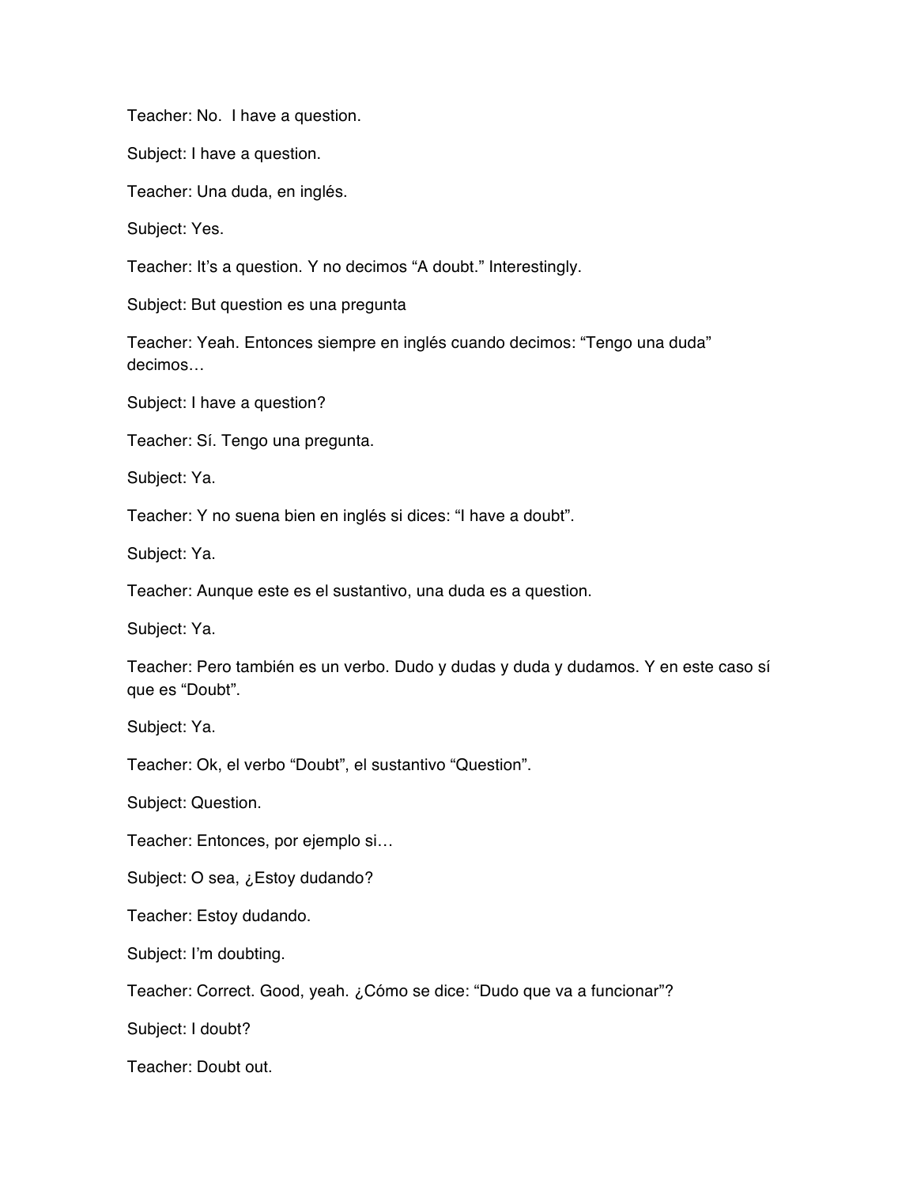Teacher: No.  I have a question.

Subject: I have a question.

Teacher: Una duda, en inglés.

Subject: Yes.

Teacher: It's a question. Y no decimos "A doubt." Interestingly.

Subject: But question es una pregunta

Teacher: Yeah. Entonces siempre en inglés cuando decimos: "Tengo una duda" decimos…

Subject: I have a question?

Teacher: Sí. Tengo una pregunta.

Subject: Ya.

Teacher: Y no suena bien en inglés si dices: "I have a doubt".

Subject: Ya.

Teacher: Aunque este es el sustantivo, una duda es a question.

Subject: Ya.

Teacher: Pero también es un verbo. Dudo y dudas y duda y dudamos. Y en este caso sí que es "Doubt".

Subject: Ya.

Teacher: Ok, el verbo "Doubt", el sustantivo "Question".

Subject: Question.

Teacher: Entonces, por ejemplo si…

Subject: O sea, ¿Estoy dudando?

Teacher: Estoy dudando.

Subject: I'm doubting.

Teacher: Correct. Good, yeah. ¿Cómo se dice: "Dudo que va a funcionar"?

Subject: I doubt?

Teacher: Doubt out.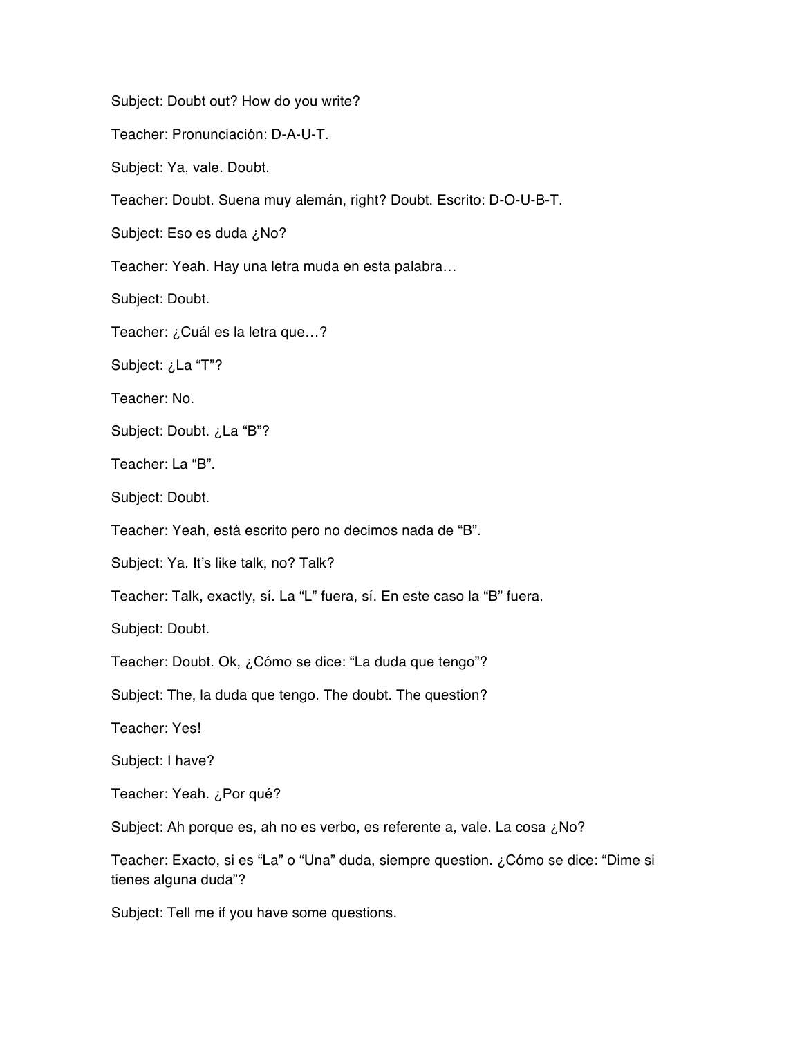Subject: Doubt out? How do you write?

Teacher: Pronunciación: D-A-U-T.

Subject: Ya, vale. Doubt.

Teacher: Doubt. Suena muy alemán, right? Doubt. Escrito: D-O-U-B-T.

Subject: Eso es duda ¿No?

Teacher: Yeah. Hay una letra muda en esta palabra…

Subject: Doubt.

Teacher: ¿Cuál es la letra que…?

Subject: ¿La "T"?

Teacher: No.

Subject: Doubt. ¿La "B"?

Teacher: La "B".

Subject: Doubt.

Teacher: Yeah, está escrito pero no decimos nada de "B".

Subject: Ya. It's like talk, no? Talk?

Teacher: Talk, exactly, sí. La "L" fuera, sí. En este caso la "B" fuera.

Subject: Doubt.

Teacher: Doubt. Ok, ¿Cómo se dice: "La duda que tengo"?

Subject: The, la duda que tengo. The doubt. The question?

Teacher: Yes!

Subject: I have?

Teacher: Yeah. ¿Por qué?

Subject: Ah porque es, ah no es verbo, es referente a, vale. La cosa ¿No?

Teacher: Exacto, si es "La" o "Una" duda, siempre question. ¿Cómo se dice: "Dime si tienes alguna duda"?

Subject: Tell me if you have some questions.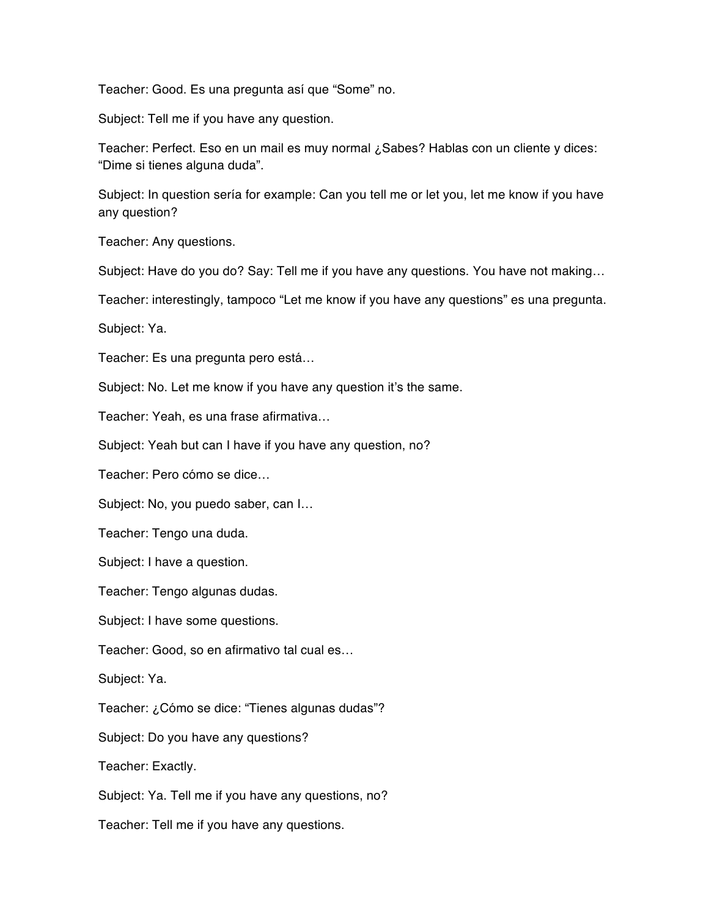Teacher: Good. Es una pregunta así que “Some” no.

Subject: Tell me if you have any question.

Teacher: Perfect. Eso en un mail es muy normal ¿Sabes? Hablas con un cliente y dices: “Dime si tienes alguna duda”.

Subject: In question sería for example: Can you tell me or let you, let me know if you have any question?

Teacher: Any questions.

Subject: Have do you do? Say: Tell me if you have any questions. You have not making…

Teacher: interestingly, tampoco “Let me know if you have any questions” es una pregunta.

Subject: Ya.

Teacher: Es una pregunta pero está…

Subject: No. Let me know if you have any question it’s the same.

Teacher: Yeah, es una frase afirmativa…

Subject: Yeah but can I have if you have any question, no?

Teacher: Pero cómo se dice…

Subject: No, you puedo saber, can I…

Teacher: Tengo una duda.

Subject: I have a question.

Teacher: Tengo algunas dudas.

Subject: I have some questions.

Teacher: Good, so en afirmativo tal cual es…

Subject: Ya.

Teacher: ¿Cómo se dice: “Tienes algunas dudas”?

Subject: Do you have any questions?

Teacher: Exactly.

Subject: Ya. Tell me if you have any questions, no?

Teacher: Tell me if you have any questions.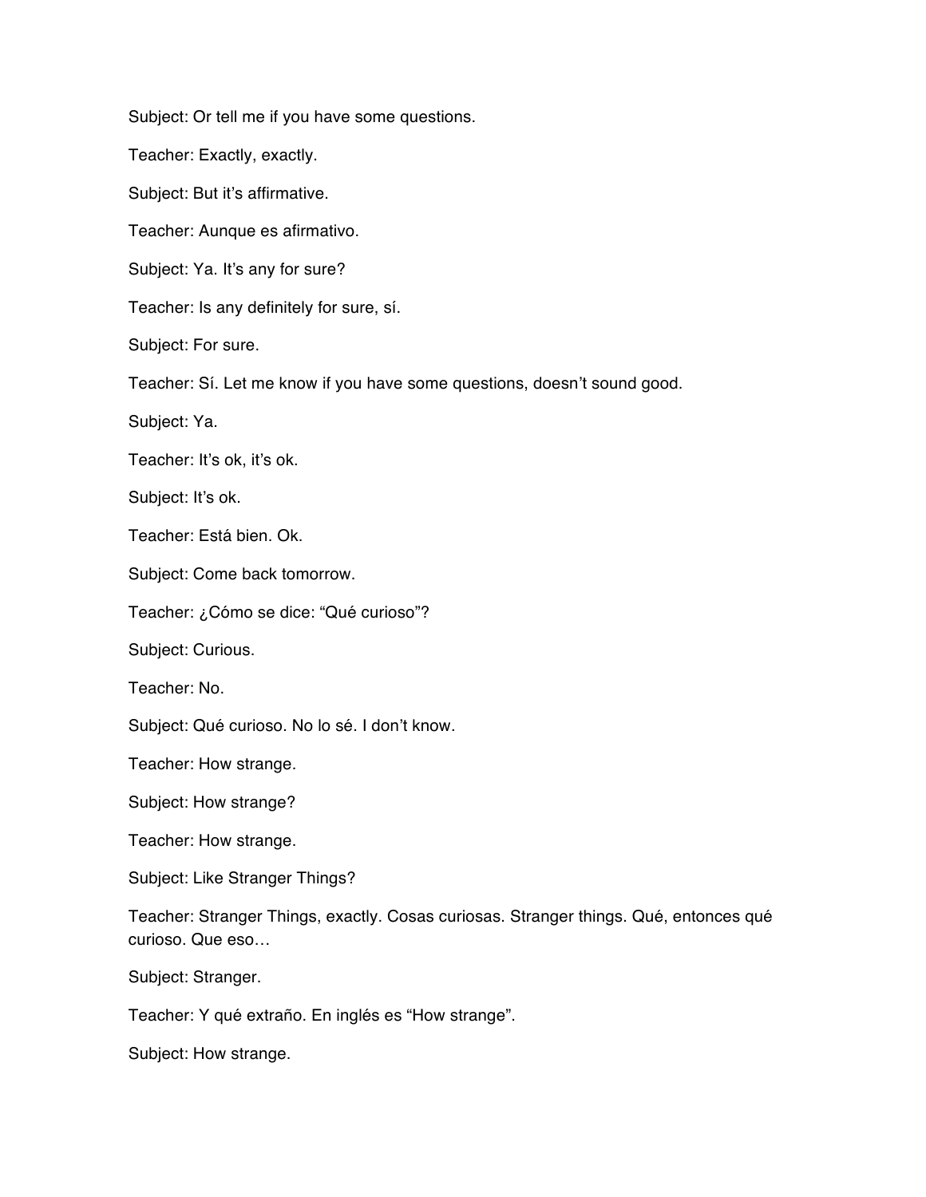Subject: Or tell me if you have some questions.

Teacher: Exactly, exactly.

Subject: But it's affirmative.

Teacher: Aunque es afirmativo.

Subject: Ya. It's any for sure?

Teacher: Is any definitely for sure, sí.

Subject: For sure.

Teacher: Sí. Let me know if you have some questions, doesn't sound good.

Subject: Ya.

Teacher: It's ok, it's ok.

Subject: It's ok.

Teacher: Está bien. Ok.

Subject: Come back tomorrow.

Teacher: ¿Cómo se dice: "Qué curioso"?

Subject: Curious.

Teacher: No.

Subject: Qué curioso. No lo sé. I don't know.

Teacher: How strange.

Subject: How strange?

Teacher: How strange.

Subject: Like Stranger Things?

Teacher: Stranger Things, exactly. Cosas curiosas. Stranger things. Qué, entonces qué curioso. Que eso…

Subject: Stranger.

Teacher: Y qué extraño. En inglés es "How strange".

Subject: How strange.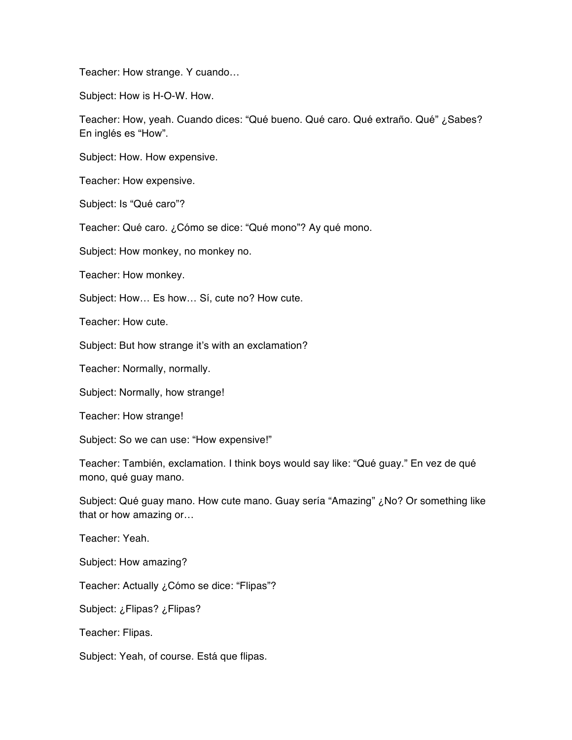Teacher: How strange. Y cuando…

Subject: How is H-O-W. How.

Teacher: How, yeah. Cuando dices: "Qué bueno. Qué caro. Qué extraño. Qué" ¿Sabes? En inglés es "How".

Subject: How. How expensive.

Teacher: How expensive.

Subject: Is "Qué caro"?

Teacher: Qué caro. ¿Cómo se dice: "Qué mono"? Ay qué mono.

Subject: How monkey, no monkey no.

Teacher: How monkey.

Subject: How… Es how… Sí, cute no? How cute.

Teacher: How cute.

Subject: But how strange it's with an exclamation?

Teacher: Normally, normally.

Subject: Normally, how strange!

Teacher: How strange!

Subject: So we can use: "How expensive!"

Teacher: También, exclamation. I think boys would say like: "Qué guay." En vez de qué mono, qué guay mano.

Subject: Qué guay mano. How cute mano. Guay sería "Amazing" ¿No? Or something like that or how amazing or…

Teacher: Yeah.

Subject: How amazing?

Teacher: Actually ¿Cómo se dice: "Flipas"?

Subject: ¿Flipas? ¿Flipas?

Teacher: Flipas.

Subject: Yeah, of course. Está que flipas.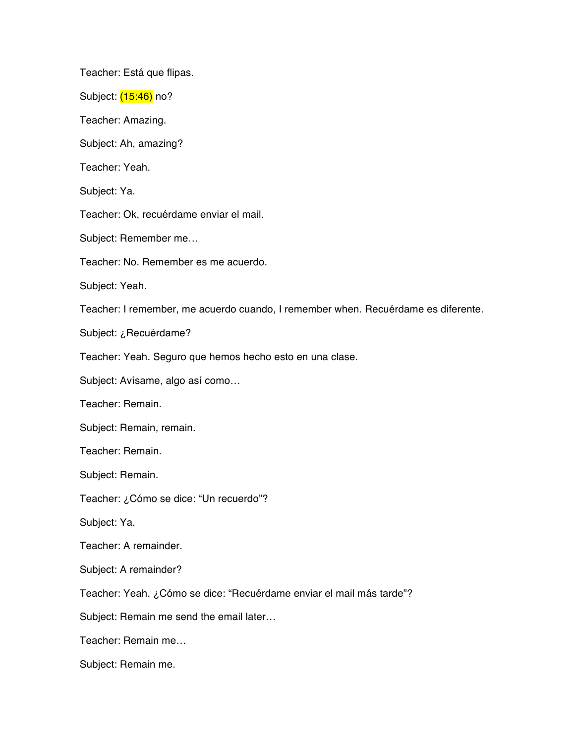Teacher: Está que flipas.

Subject: (15:46) no?

Teacher: Amazing.

Subject: Ah, amazing?

Teacher: Yeah.

Subject: Ya.

Teacher: Ok, recuérdame enviar el mail.

Subject: Remember me…

Teacher: No. Remember es me acuerdo.

Subject: Yeah.

Teacher: I remember, me acuerdo cuando, I remember when. Recuérdame es diferente.

Subject: ¿Recuérdame?

Teacher: Yeah. Seguro que hemos hecho esto en una clase.

Subject: Avísame, algo así como…

Teacher: Remain.

Subject: Remain, remain.

Teacher: Remain.

Subject: Remain.

Teacher: ¿Cómo se dice: "Un recuerdo"?

Subject: Ya.

Teacher: A remainder.

Subject: A remainder?

Teacher: Yeah. ¿Cómo se dice: "Recuérdame enviar el mail más tarde"?

Subject: Remain me send the email later…

Teacher: Remain me…

Subject: Remain me.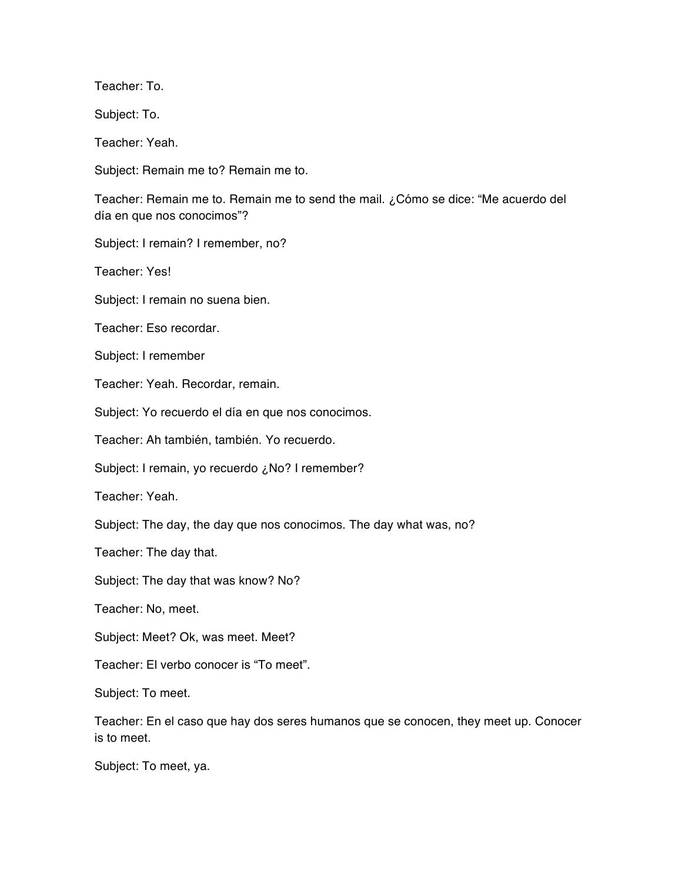Teacher: To.

Subject: To.

Teacher: Yeah.

Subject: Remain me to? Remain me to.

Teacher: Remain me to. Remain me to send the mail. ¿Cómo se dice: "Me acuerdo del día en que nos conocimos"?

Subject: I remain? I remember, no?

Teacher: Yes!

Subject: I remain no suena bien.

Teacher: Eso recordar.

Subject: I remember

Teacher: Yeah. Recordar, remain.

Subject: Yo recuerdo el día en que nos conocimos.

Teacher: Ah también, también. Yo recuerdo.

Subject: I remain, yo recuerdo ¿No? I remember?

Teacher: Yeah.

Subject: The day, the day que nos conocimos. The day what was, no?

Teacher: The day that.

Subject: The day that was know? No?

Teacher: No, meet.

Subject: Meet? Ok, was meet. Meet?

Teacher: El verbo conocer is "To meet".

Subject: To meet.

Teacher: En el caso que hay dos seres humanos que se conocen, they meet up. Conocer is to meet.

Subject: To meet, ya.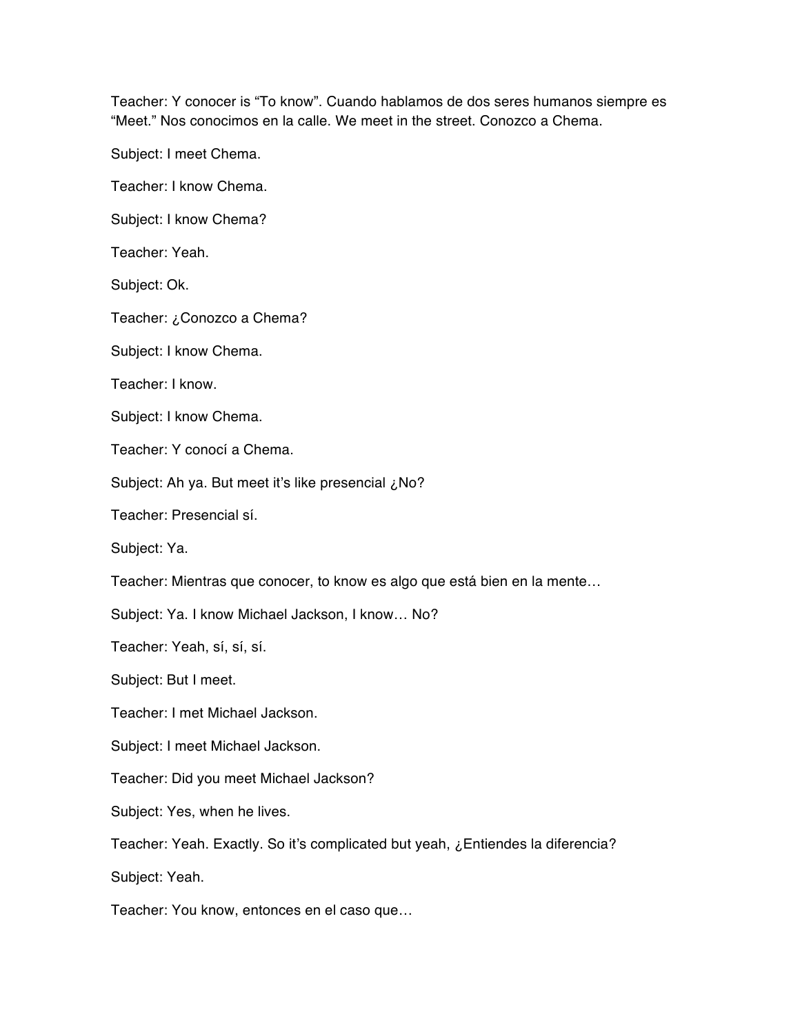Teacher: Y conocer is “To know”. Cuando hablamos de dos seres humanos siempre es “Meet.” Nos conocimos en la calle. We meet in the street. Conozco a Chema.

Subject: I meet Chema.

Teacher: I know Chema.

Subject: I know Chema?

Teacher: Yeah.

Subject: Ok.

Teacher: ¿Conozco a Chema?

Subject: I know Chema.

Teacher: I know.

Subject: I know Chema.

Teacher: Y conocí a Chema.

Subject: Ah ya. But meet it’s like presencial ¿No?

Teacher: Presencial sí.

Subject: Ya.

Teacher: Mientras que conocer, to know es algo que está bien en la mente…

Subject: Ya. I know Michael Jackson, I know… No?

Teacher: Yeah, sí, sí, sí.

Subject: But I meet.

Teacher: I met Michael Jackson.

Subject: I meet Michael Jackson.

Teacher: Did you meet Michael Jackson?

Subject: Yes, when he lives.

Teacher: Yeah. Exactly. So it’s complicated but yeah, ¿Entiendes la diferencia?

Subject: Yeah.

Teacher: You know, entonces en el caso que…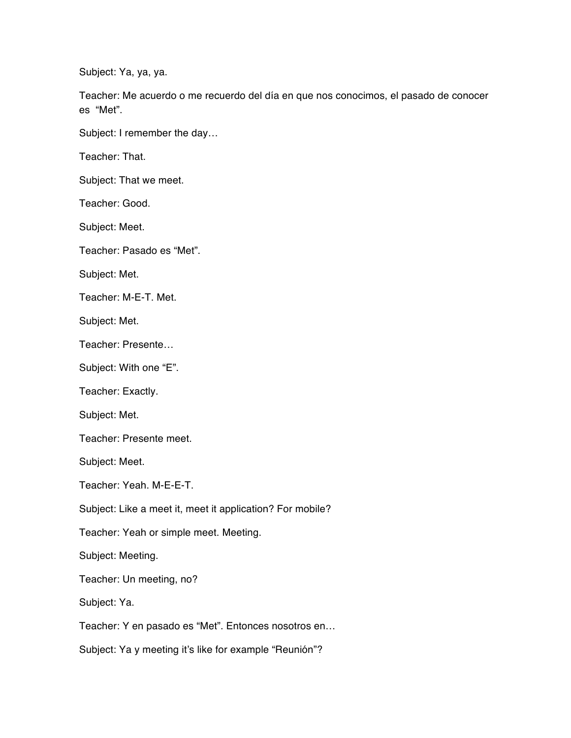Subject: Ya, ya, ya.

Teacher: Me acuerdo o me recuerdo del día en que nos conocimos, el pasado de conocer es "Met".

Subject: I remember the day…

Teacher: That.

Subject: That we meet.

Teacher: Good.

Subject: Meet.

Teacher: Pasado es "Met".

Subject: Met.

Teacher: M-E-T. Met.

Subject: Met.

Teacher: Presente…

Subject: With one "E".

Teacher: Exactly.

Subject: Met.

Teacher: Presente meet.

Subject: Meet.

Teacher: Yeah. M-E-E-T.

Subject: Like a meet it, meet it application? For mobile?

Teacher: Yeah or simple meet. Meeting.

Subject: Meeting.

Teacher: Un meeting, no?

Subject: Ya.

Teacher: Y en pasado es "Met". Entonces nosotros en…

Subject: Ya y meeting it's like for example "Reunión"?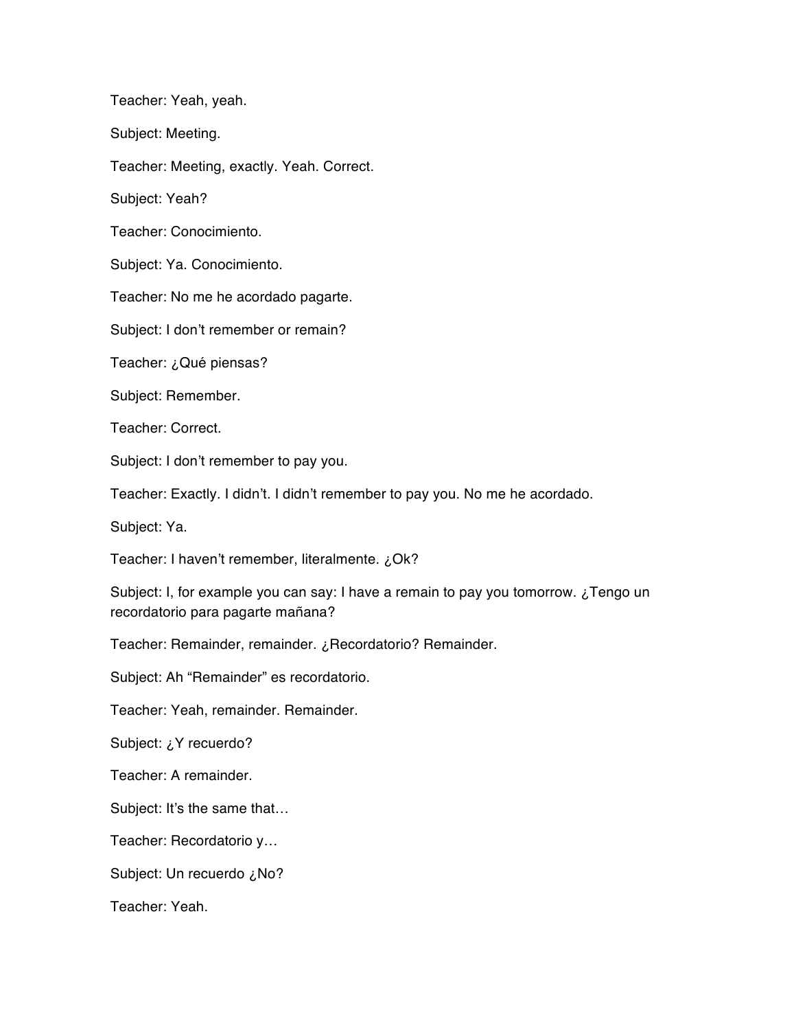Teacher: Yeah, yeah.

Subject: Meeting.

Teacher: Meeting, exactly. Yeah. Correct.

Subject: Yeah?

Teacher: Conocimiento.

Subject: Ya. Conocimiento.

Teacher: No me he acordado pagarte.

Subject: I don't remember or remain?

Teacher: ¿Qué piensas?

Subject: Remember.

Teacher: Correct.

Subject: I don't remember to pay you.

Teacher: Exactly. I didn't. I didn't remember to pay you. No me he acordado.

Subject: Ya.

Teacher: I haven't remember, literalmente. ¿Ok?

Subject: I, for example you can say: I have a remain to pay you tomorrow. ¿Tengo un recordatorio para pagarte mañana?

Teacher: Remainder, remainder. ¿Recordatorio? Remainder.

Subject: Ah "Remainder" es recordatorio.

Teacher: Yeah, remainder. Remainder.

Subject: ¿Y recuerdo?

Teacher: A remainder.

Subject: It's the same that…

Teacher: Recordatorio y…

Subject: Un recuerdo ¿No?

Teacher: Yeah.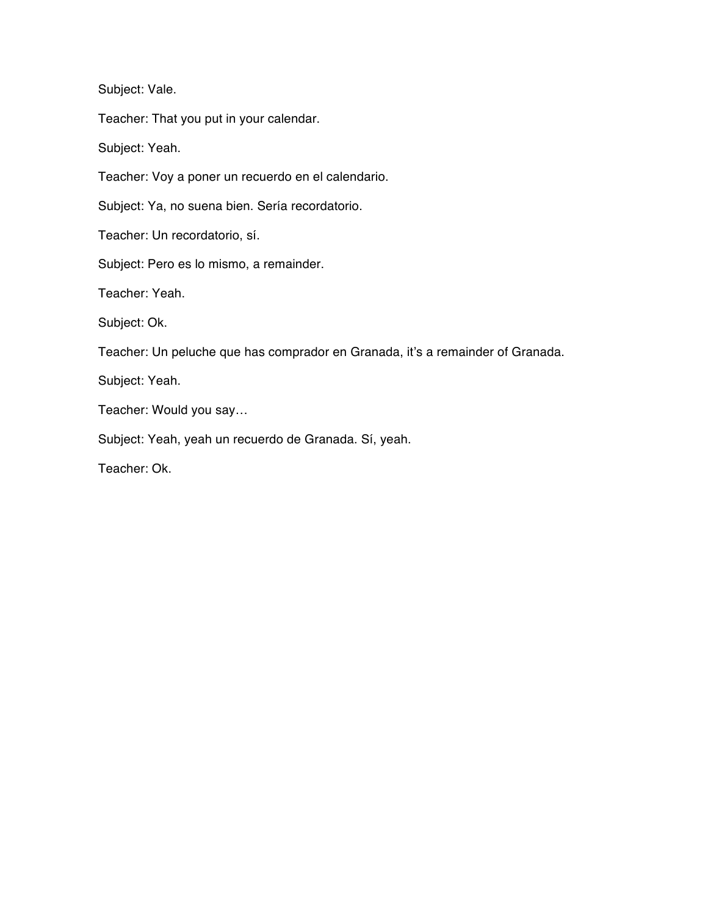Subject: Vale.

Teacher: That you put in your calendar.

Subject: Yeah.

Teacher: Voy a poner un recuerdo en el calendario.

Subject: Ya, no suena bien. Sería recordatorio.

Teacher: Un recordatorio, sí.

Subject: Pero es lo mismo, a remainder.

Teacher: Yeah.

Subject: Ok.

Teacher: Un peluche que has comprador en Granada, it's a remainder of Granada.

Subject: Yeah.

Teacher: Would you say…

Subject: Yeah, yeah un recuerdo de Granada. Sí, yeah.

Teacher: Ok.